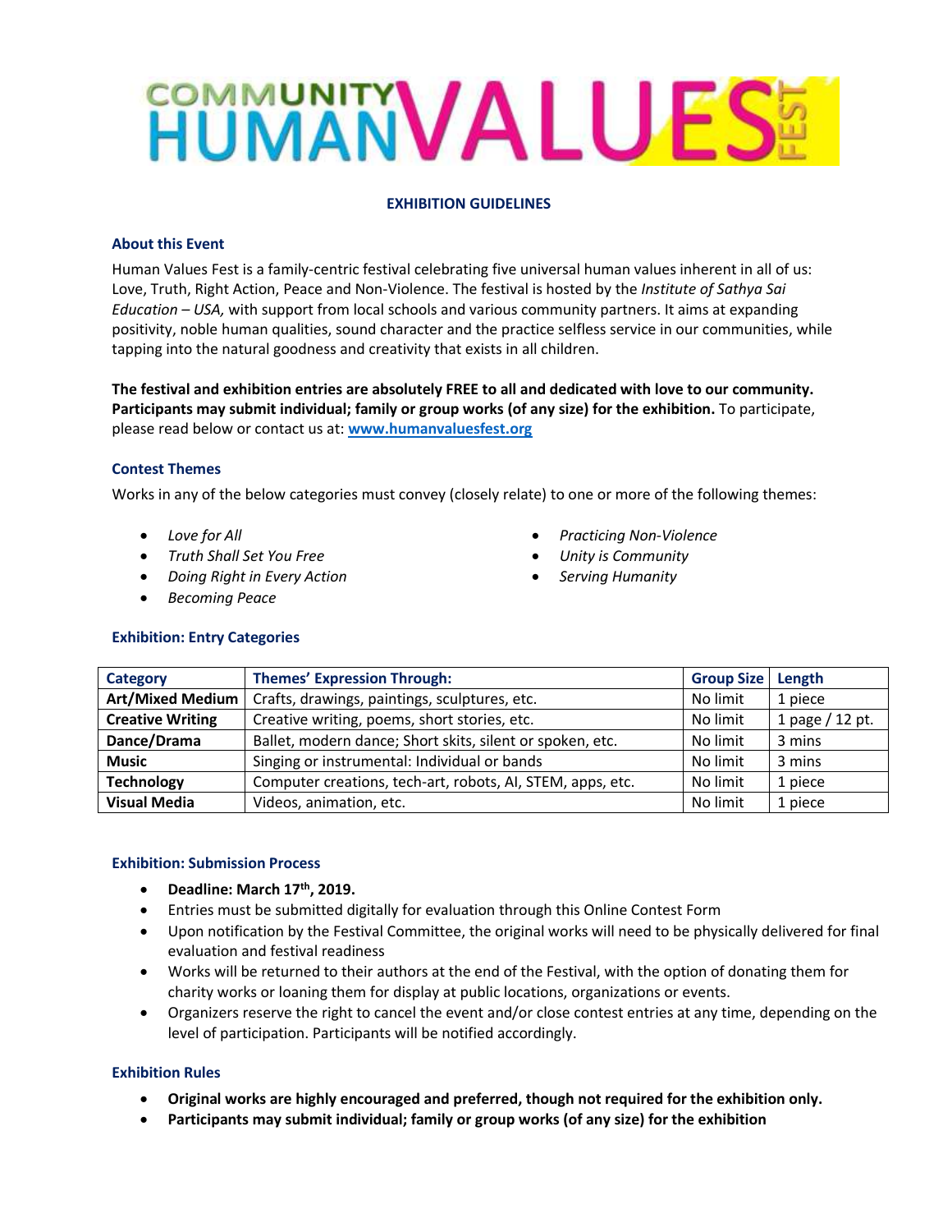# COMMUNITY HUMAN VALUES FEST

## EXHIBITION GUIDELINES

### About this Event

Human Values Fest is a family-centric festival celebrating five universal human values inherent in all of us: Love, Truth, Right Action, Peace and Non-Violence. The festival is hosted by the *Institute of Sathya Sai Education – USA,* with support from local schools and various community partners. It aims at expanding positivity, noble human qualities, sound character and the practice selfless service in our communities, while tapping into the natural goodness and creativity that exists in all children.

**The festival and exhibition entries are absolutely FREE to all and dedicated with love to our community. Participants may submit individual; family or group works (of any size) for the exhibition.** To participate, please read below or contact us at: **www.humanvaluesfest.org**

### Contest Themes

Works in any of the below categories must convey (closely relate) to one or more of the following themes:

- *Love for All*
- *Truth Shall Set You Free*
- *Doing Right in Every Action*
- *Becoming Peace*
- *Practicing Non-Violence*
- *Unity is Community*
- *Serving Humanity*

### Exhibition: Entry Categories

| Category | Themes' Expression Through: | Group Size | Length |
|---|---|---|---|
| **Art/Mixed Medium** | Crafts, drawings, paintings, sculptures, etc. | No limit | 1 piece |
| **Creative Writing** | Creative writing, poems, short stories, etc. | No limit | 1 page / 12 pt. |
| **Dance/Drama** | Ballet, modern dance; Short skits, silent or spoken, etc. | No limit | 3 mins |
| **Music** | Singing or instrumental: Individual or bands | No limit | 3 mins |
| **Technology** | Computer creations, tech-art, robots, AI, STEM, apps, etc. | No limit | 1 piece |
| **Visual Media** | Videos, animation, etc. | No limit | 1 piece |

### Exhibition: Submission Process

- **Deadline: March 17th, 2019.**
- Entries must be submitted digitally for evaluation through this Online Contest Form
- Upon notification by the Festival Committee, the original works will need to be physically delivered for final evaluation and festival readiness
- Works will be returned to their authors at the end of the Festival, with the option of donating them for charity works or loaning them for display at public locations, organizations or events.
- Organizers reserve the right to cancel the event and/or close contest entries at any time, depending on the level of participation. Participants will be notified accordingly.

### Exhibition Rules

- **Original works are highly encouraged and preferred, though not required for the exhibition only.**
- **Participants may submit individual; family or group works (of any size) for the exhibition**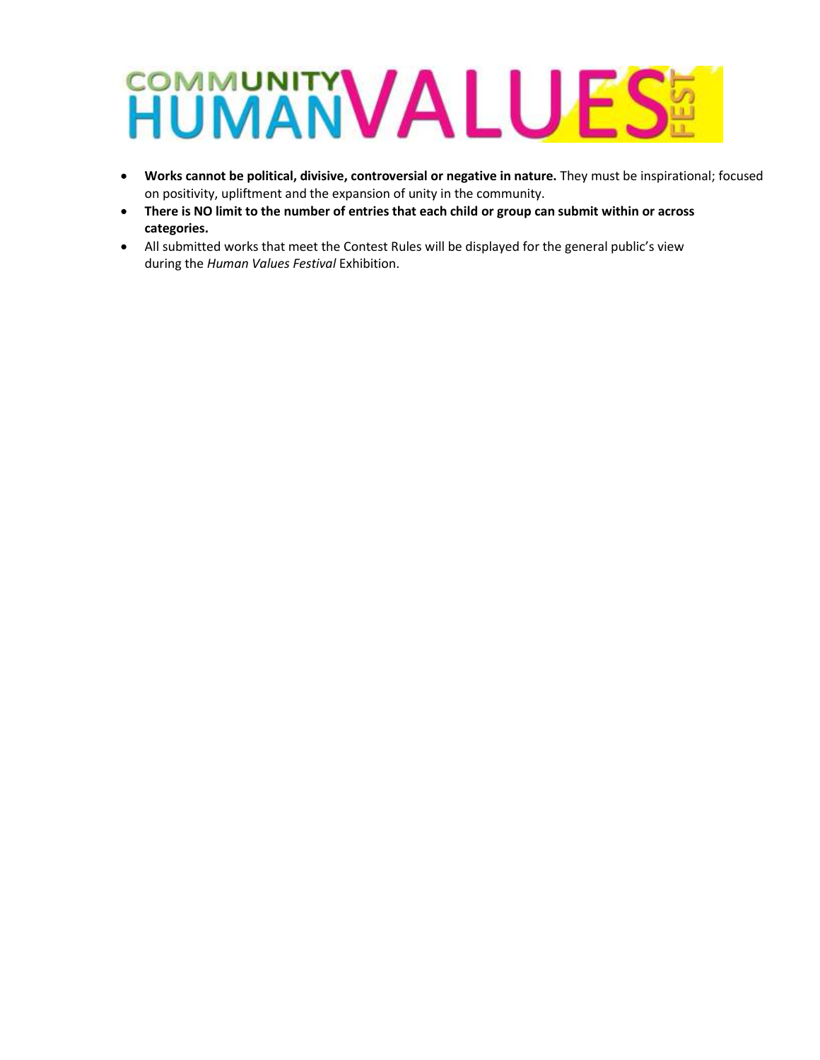- **Works cannot be political, divisive, controversial or negative in nature.** They must be inspirational; focused on positivity, upliftment and the expansion of unity in the community.
- **There is NO limit to the number of entries that each child or group can submit within or across categories.**
- All submitted works that meet the Contest Rules will be displayed for the general public's view during the *Human Values Festival* Exhibition.